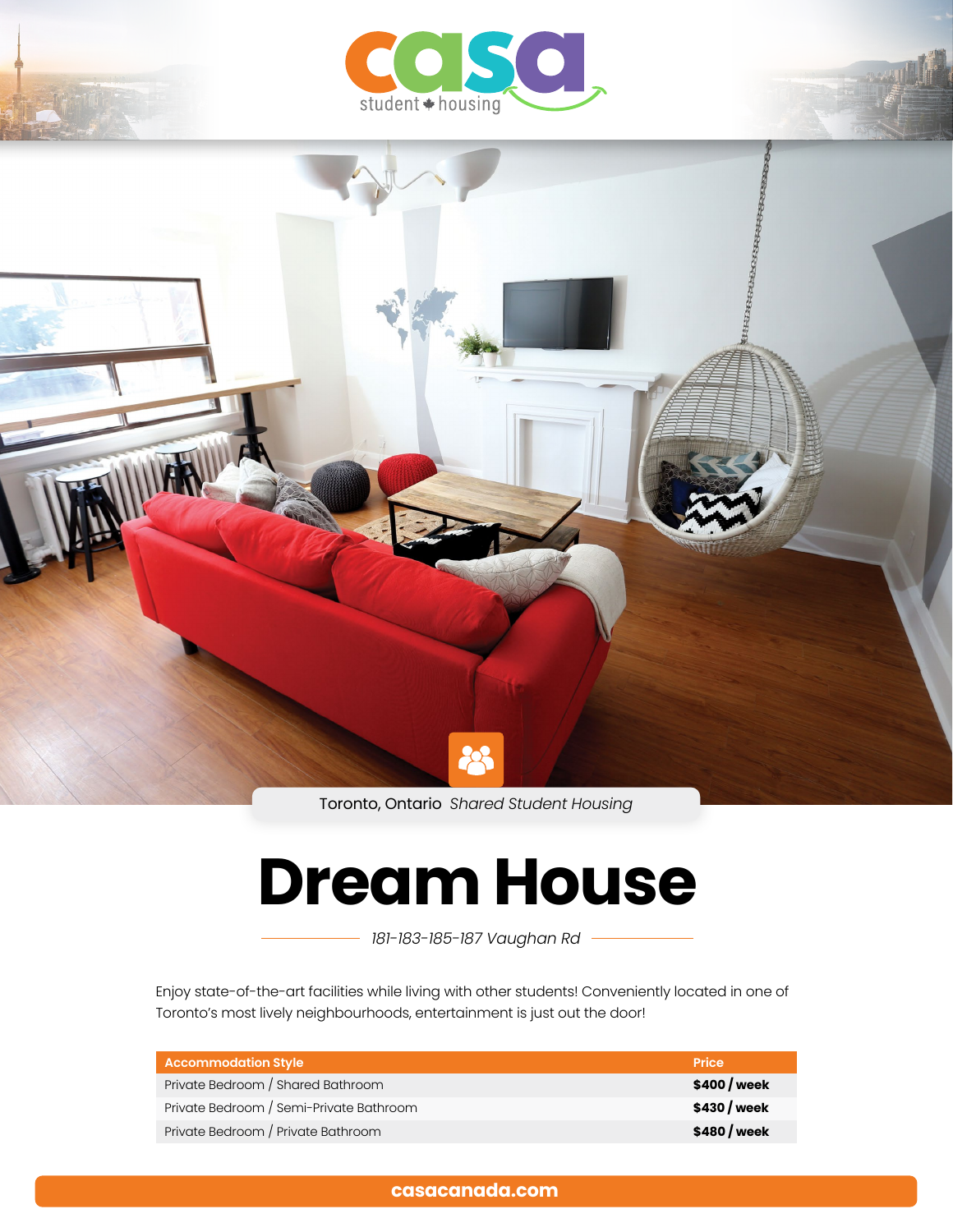casa student housing

Toronto, Ontario *Shared Student Housing*

# Dream House

*181-183-185-187 Vaughan Rd*

Enjoy state-of-the-art facilities while living with other students! Conveniently located in one of Toronto's most lively neighbourhoods, entertainment is just out the door!

| Accommodation Style | Price |
|---|---|
| Private Bedroom / Shared Bathroom | **$400 / week** |
| Private Bedroom / Semi-Private Bathroom | **$430 / week** |
| Private Bedroom / Private Bathroom | **$480 / week** |

**casacanada.com**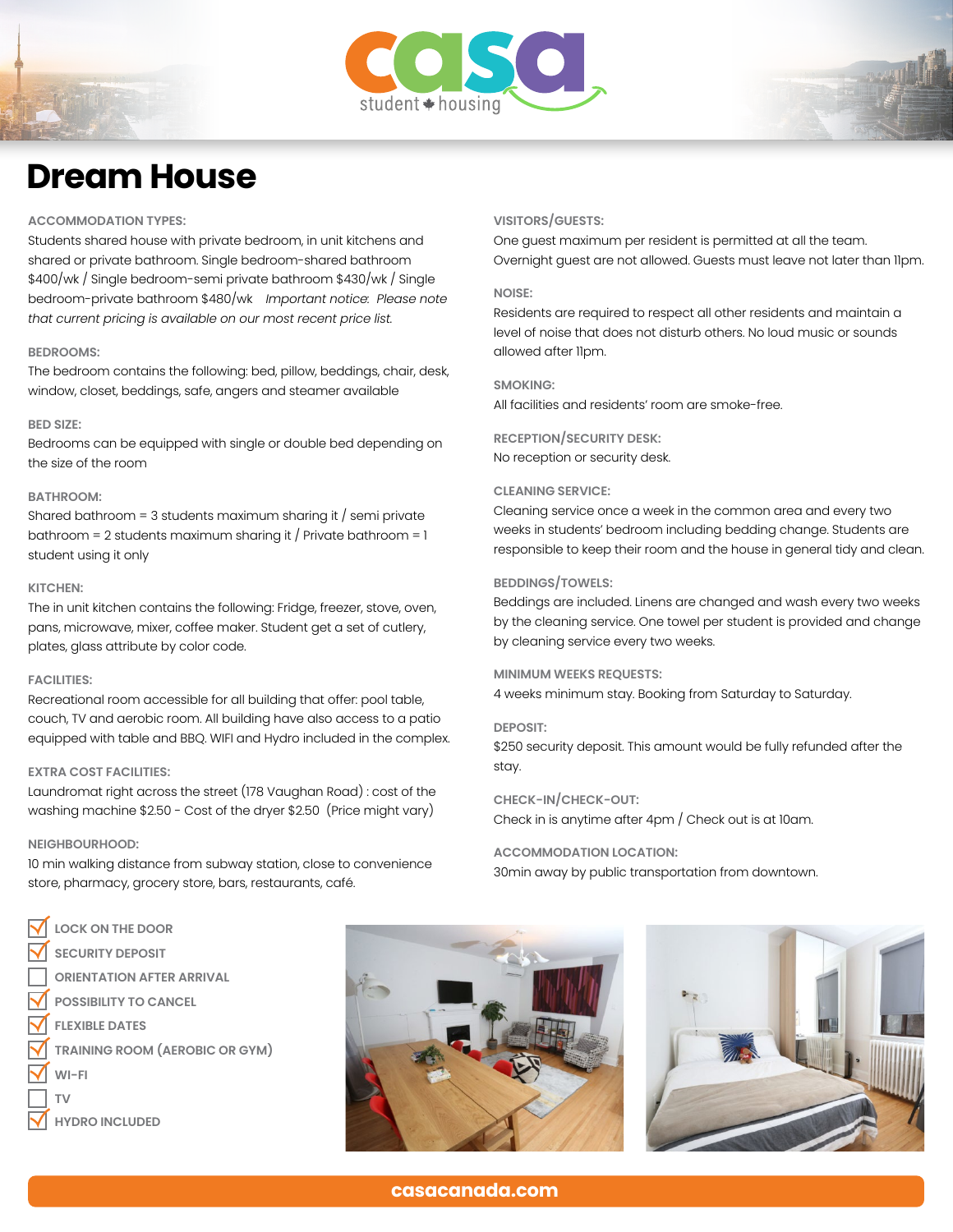# Dream House

**ACCOMMODATION TYPES:**

Students shared house with private bedroom, in unit kitchens and shared or private bathroom. Single bedroom-shared bathroom $400/wk / Single bedroom-semi private bathroom $430/wk / Single bedroom-private bathroom $480/wk *Important notice: Please note that current pricing is available on our most recent price list.*

**BEDROOMS:**

The bedroom contains the following: bed, pillow, beddings, chair, desk, window, closet, beddings, safe, angers and steamer available

**BED SIZE:**

Bedrooms can be equipped with single or double bed depending on the size of the room

**BATHROOM:**

Shared bathroom = 3 students maximum sharing it / semi private bathroom = 2 students maximum sharing it / Private bathroom = 1 student using it only

**KITCHEN:**

The in unit kitchen contains the following: Fridge, freezer, stove, oven, pans, microwave, mixer, coffee maker. Student get a set of cutlery, plates, glass attribute by color code.

**FACILITIES:**

Recreational room accessible for all building that offer: pool table, couch, TV and aerobic room. All building have also access to a patio equipped with table and BBQ. WIFI and Hydro included in the complex.

**EXTRA COST FACILITIES:**

Laundromat right across the street (178 Vaughan Road) : cost of the washing machine $2.50 - Cost of the dryer $2.50 (Price might vary)

**NEIGHBOURHOOD:**

10 min walking distance from subway station, close to convenience store, pharmacy, grocery store, bars, restaurants, café.

**VISITORS/GUESTS:**

One guest maximum per resident is permitted at all the team. Overnight guest are not allowed. Guests must leave not later than 11pm.

**NOISE:**

Residents are required to respect all other residents and maintain a level of noise that does not disturb others. No loud music or sounds allowed after 11pm.

**SMOKING:**

All facilities and residents' room are smoke-free.

**RECEPTION/SECURITY DESK:**

No reception or security desk.

**CLEANING SERVICE:**

Cleaning service once a week in the common area and every two weeks in students' bedroom including bedding change. Students are responsible to keep their room and the house in general tidy and clean.

**BEDDINGS/TOWELS:**

Beddings are included. Linens are changed and wash every two weeks by the cleaning service. One towel per student is provided and change by cleaning service every two weeks.

**MINIMUM WEEKS REQUESTS:**

4 weeks minimum stay. Booking from Saturday to Saturday.

**DEPOSIT:**

$250 security deposit. This amount would be fully refunded after the stay.

**CHECK-IN/CHECK-OUT:**

Check in is anytime after 4pm / Check out is at 10am.

**ACCOMMODATION LOCATION:**

30min away by public transportation from downtown.

- [x] LOCK ON THE DOOR
- [x] SECURITY DEPOSIT
- [ ] ORIENTATION AFTER ARRIVAL
- [x] POSSIBILITY TO CANCEL
- [x] FLEXIBLE DATES
- [x] TRAINING ROOM (AEROBIC OR GYM)
- [x] WI-FI
- [ ] TV
- [x] HYDRO INCLUDED

casacanada.com